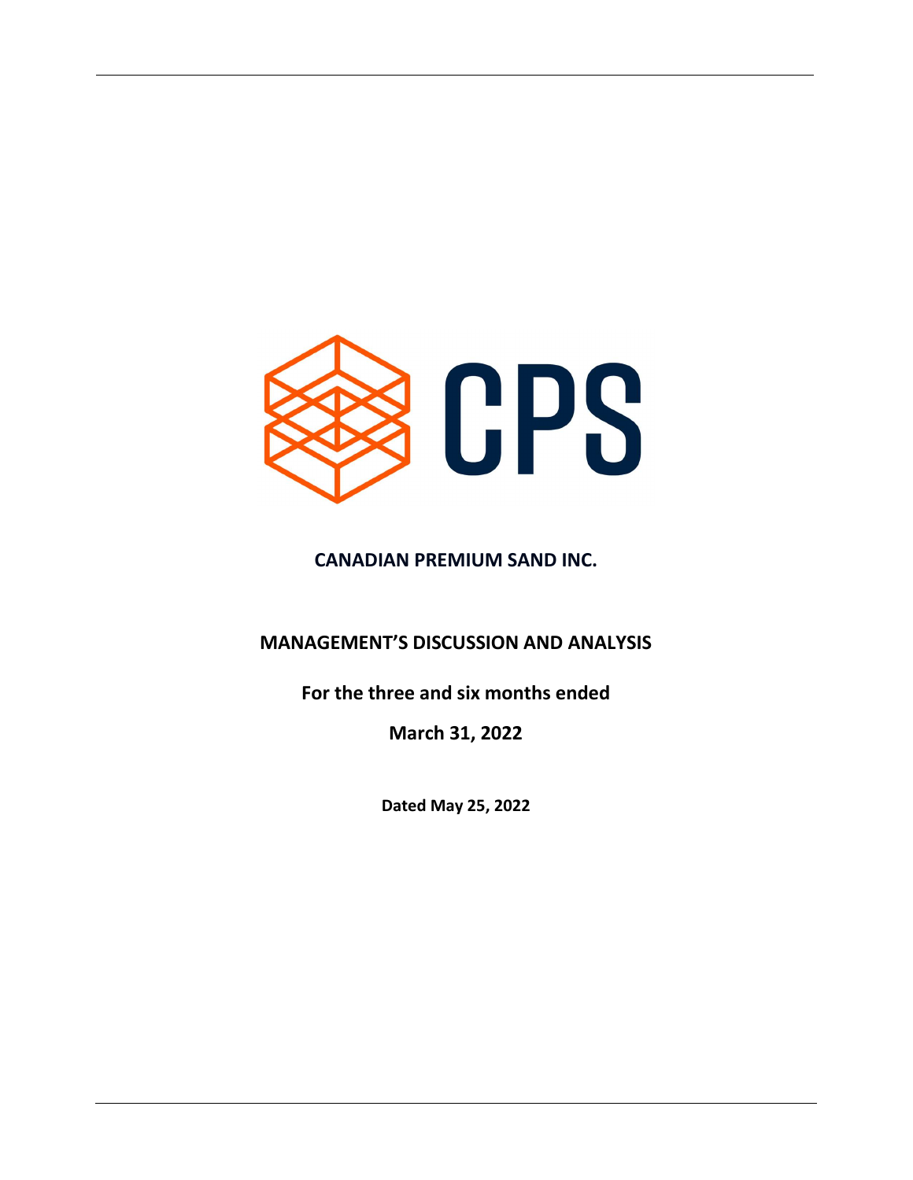CPS

# CANADIAN PREMIUM SAND INC.

## MANAGEMENT'S DISCUSSION AND ANALYSIS

**For the three and six months ended**

**March 31, 2022**

**Dated May 25, 2022**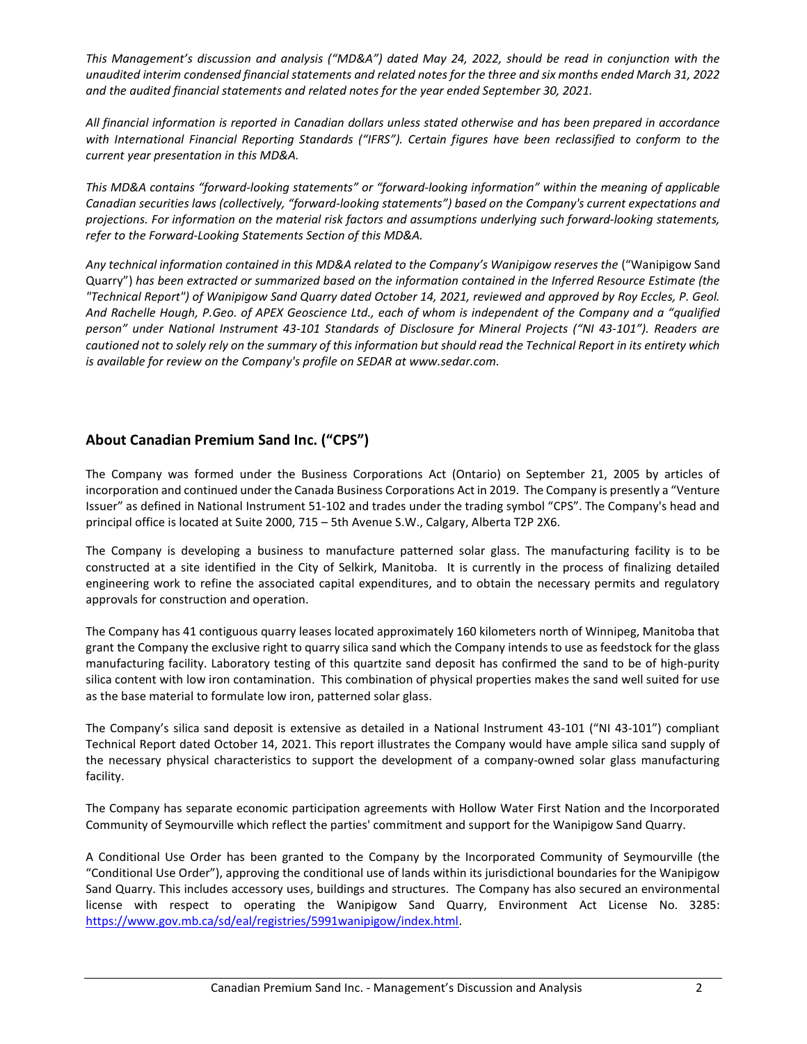*This Management's discussion and analysis ("MD&A") dated May 24, 2022, should be read in conjunction with the unaudited interim condensed financial statements and related notes for the three and six months ended March 31, 2022 and the audited financial statements and related notes for the year ended September 30, 2021.*

*All financial information is reported in Canadian dollars unless stated otherwise and has been prepared in accordance with International Financial Reporting Standards ("IFRS"). Certain figures have been reclassified to conform to the current year presentation in this MD&A.*

*This MD&A contains "forward-looking statements" or "forward-looking information" within the meaning of applicable Canadian securities laws (collectively, "forward-looking statements") based on the Company's current expectations and projections. For information on the material risk factors and assumptions underlying such forward-looking statements, refer to the Forward-Looking Statements Section of this MD&A.*

*Any technical information contained in this MD&A related to the Company's Wanipigow reserves the* ("Wanipigow Sand Quarry") *has been extracted or summarized based on the information contained in the Inferred Resource Estimate (the "Technical Report") of Wanipigow Sand Quarry dated October 14, 2021, reviewed and approved by Roy Eccles, P. Geol. And Rachelle Hough, P.Geo. of APEX Geoscience Ltd., each of whom is independent of the Company and a "qualified person" under National Instrument 43-101 Standards of Disclosure for Mineral Projects ("NI 43-101"). Readers are cautioned not to solely rely on the summary of this information but should read the Technical Report in its entirety which is available for review on the Company's profile on SEDAR at www.sedar.com.*

## About Canadian Premium Sand Inc. ("CPS")

The Company was formed under the Business Corporations Act (Ontario) on September 21, 2005 by articles of incorporation and continued under the Canada Business Corporations Act in 2019. The Company is presently a "Venture Issuer" as defined in National Instrument 51-102 and trades under the trading symbol "CPS". The Company's head and principal office is located at Suite 2000, 715 – 5th Avenue S.W., Calgary, Alberta T2P 2X6.

The Company is developing a business to manufacture patterned solar glass. The manufacturing facility is to be constructed at a site identified in the City of Selkirk, Manitoba. It is currently in the process of finalizing detailed engineering work to refine the associated capital expenditures, and to obtain the necessary permits and regulatory approvals for construction and operation.

The Company has 41 contiguous quarry leases located approximately 160 kilometers north of Winnipeg, Manitoba that grant the Company the exclusive right to quarry silica sand which the Company intends to use as feedstock for the glass manufacturing facility. Laboratory testing of this quartzite sand deposit has confirmed the sand to be of high-purity silica content with low iron contamination. This combination of physical properties makes the sand well suited for use as the base material to formulate low iron, patterned solar glass.

The Company's silica sand deposit is extensive as detailed in a National Instrument 43-101 ("NI 43-101") compliant Technical Report dated October 14, 2021. This report illustrates the Company would have ample silica sand supply of the necessary physical characteristics to support the development of a company-owned solar glass manufacturing facility.

The Company has separate economic participation agreements with Hollow Water First Nation and the Incorporated Community of Seymourville which reflect the parties' commitment and support for the Wanipigow Sand Quarry.

A Conditional Use Order has been granted to the Company by the Incorporated Community of Seymourville (the "Conditional Use Order"), approving the conditional use of lands within its jurisdictional boundaries for the Wanipigow Sand Quarry. This includes accessory uses, buildings and structures. The Company has also secured an environmental license with respect to operating the Wanipigow Sand Quarry, Environment Act License No. 3285: https://www.gov.mb.ca/sd/eal/registries/5991wanipigow/index.html.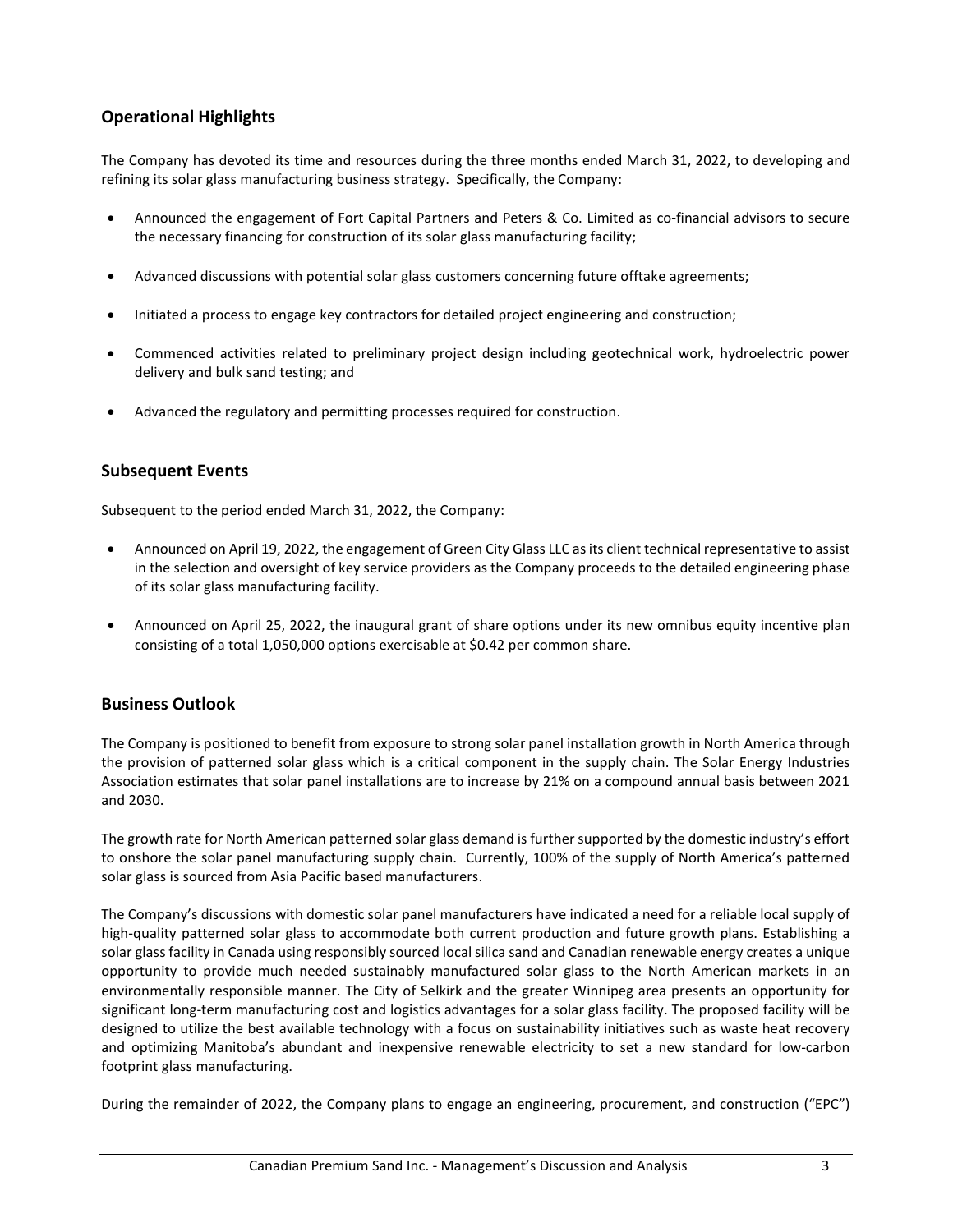## Operational Highlights

The Company has devoted its time and resources during the three months ended March 31, 2022, to developing and refining its solar glass manufacturing business strategy. Specifically, the Company:

- Announced the engagement of Fort Capital Partners and Peters & Co. Limited as co-financial advisors to secure the necessary financing for construction of its solar glass manufacturing facility;
- Advanced discussions with potential solar glass customers concerning future offtake agreements;
- Initiated a process to engage key contractors for detailed project engineering and construction;
- Commenced activities related to preliminary project design including geotechnical work, hydroelectric power delivery and bulk sand testing; and
- Advanced the regulatory and permitting processes required for construction.

## Subsequent Events

Subsequent to the period ended March 31, 2022, the Company:

- Announced on April 19, 2022, the engagement of Green City Glass LLC as its client technical representative to assist in the selection and oversight of key service providers as the Company proceeds to the detailed engineering phase of its solar glass manufacturing facility.
- Announced on April 25, 2022, the inaugural grant of share options under its new omnibus equity incentive plan consisting of a total 1,050,000 options exercisable at $0.42 per common share.

## Business Outlook

The Company is positioned to benefit from exposure to strong solar panel installation growth in North America through the provision of patterned solar glass which is a critical component in the supply chain. The Solar Energy Industries Association estimates that solar panel installations are to increase by 21% on a compound annual basis between 2021 and 2030.

The growth rate for North American patterned solar glass demand is further supported by the domestic industry's effort to onshore the solar panel manufacturing supply chain. Currently, 100% of the supply of North America's patterned solar glass is sourced from Asia Pacific based manufacturers.

The Company's discussions with domestic solar panel manufacturers have indicated a need for a reliable local supply of high-quality patterned solar glass to accommodate both current production and future growth plans. Establishing a solar glass facility in Canada using responsibly sourced local silica sand and Canadian renewable energy creates a unique opportunity to provide much needed sustainably manufactured solar glass to the North American markets in an environmentally responsible manner. The City of Selkirk and the greater Winnipeg area presents an opportunity for significant long-term manufacturing cost and logistics advantages for a solar glass facility. The proposed facility will be designed to utilize the best available technology with a focus on sustainability initiatives such as waste heat recovery and optimizing Manitoba's abundant and inexpensive renewable electricity to set a new standard for low-carbon footprint glass manufacturing.

During the remainder of 2022, the Company plans to engage an engineering, procurement, and construction ("EPC")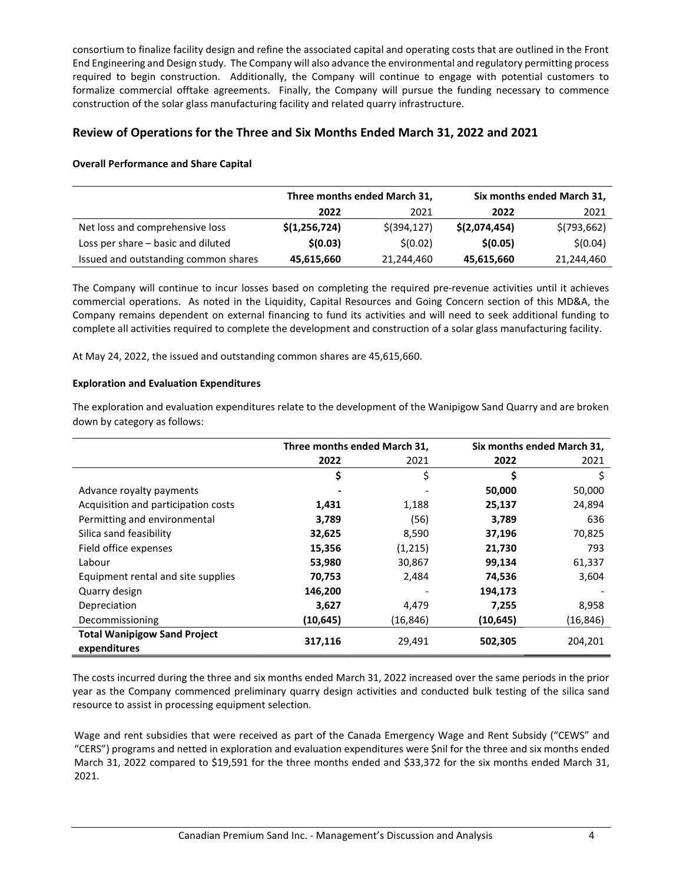consortium to finalize facility design and refine the associated capital and operating costs that are outlined in the Front End Engineering and Design study. The Company will also advance the environmental and regulatory permitting process required to begin construction. Additionally, the Company will continue to engage with potential customers to formalize commercial offtake agreements. Finally, the Company will pursue the funding necessary to commence construction of the solar glass manufacturing facility and related quarry infrastructure.

## Review of Operations for the Three and Six Months Ended March 31, 2022 and 2021

**Overall Performance and Share Capital**

| | Three months ended March 31, | | Six months ended March 31, | |
|---|---|---|---|---|
| | **2022** | 2021 | **2022** | 2021 |
| Net loss and comprehensive loss | **$(1,256,724)** | $(394,127) | **$(2,074,454)** | $(793,662) |
| Loss per share – basic and diluted | **$(0.03)** | $(0.02) | **$(0.05)** | $(0.04) |
| Issued and outstanding common shares | **45,615,660** | 21,244,460 | **45,615,660** | 21,244,460 |

The Company will continue to incur losses based on completing the required pre-revenue activities until it achieves commercial operations. As noted in the Liquidity, Capital Resources and Going Concern section of this MD&A, the Company remains dependent on external financing to fund its activities and will need to seek additional funding to complete all activities required to complete the development and construction of a solar glass manufacturing facility.

At May 24, 2022, the issued and outstanding common shares are 45,615,660.

**Exploration and Evaluation Expenditures**

The exploration and evaluation expenditures relate to the development of the Wanipigow Sand Quarry and are broken down by category as follows:

| | Three months ended March 31, | | Six months ended March 31, | |
|---|---|---|---|---|
| | **2022** | 2021 | **2022** | 2021 |
| | **$** | $ | **$** | $ |
| Advance royalty payments | **-** | - | **50,000** | 50,000 |
| Acquisition and participation costs | **1,431** | 1,188 | **25,137** | 24,894 |
| Permitting and environmental | **3,789** | (56) | **3,789** | 636 |
| Silica sand feasibility | **32,625** | 8,590 | **37,196** | 70,825 |
| Field office expenses | **15,356** | (1,215) | **21,730** | 793 |
| Labour | **53,980** | 30,867 | **99,134** | 61,337 |
| Equipment rental and site supplies | **70,753** | 2,484 | **74,536** | 3,604 |
| Quarry design | **146,200** | - | **194,173** | - |
| Depreciation | **3,627** | 4,479 | **7,255** | 8,958 |
| Decommissioning | **(10,645)** | (16,846) | **(10,645)** | (16,846) |
| **Total Wanipigow Sand Project expenditures** | **317,116** | 29,491 | **502,305** | 204,201 |

The costs incurred during the three and six months ended March 31, 2022 increased over the same periods in the prior year as the Company commenced preliminary quarry design activities and conducted bulk testing of the silica sand resource to assist in processing equipment selection.

Wage and rent subsidies that were received as part of the Canada Emergency Wage and Rent Subsidy ("CEWS" and "CERS") programs and netted in exploration and evaluation expenditures were $nil for the three and six months ended March 31, 2022 compared to $19,591 for the three months ended and $33,372 for the six months ended March 31, 2021.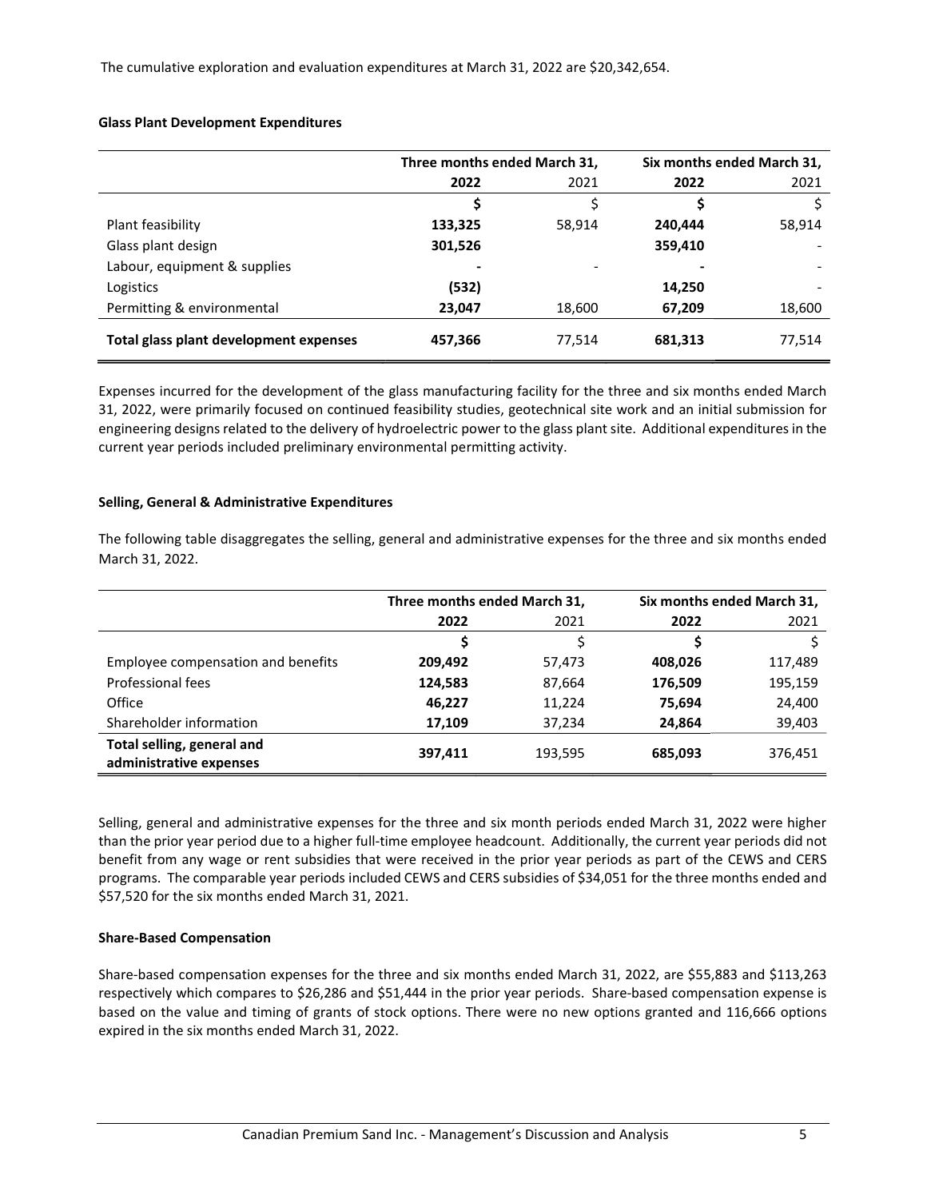The cumulative exploration and evaluation expenditures at March 31, 2022 are $20,342,654.

**Glass Plant Development Expenditures**

| | Three months ended March 31, | | Six months ended March 31, | |
|---|---|---|---|---|
| | **2022** | 2021 | **2022** | 2021 |
| | **$** | $ | **$** | $ |
| Plant feasibility | **133,325** | 58,914 | **240,444** | 58,914 |
| Glass plant design | **301,526** | | **359,410** | - |
| Labour, equipment & supplies | **-** | - | **-** | - |
| Logistics | **(532)** | | **14,250** | - |
| Permitting & environmental | **23,047** | 18,600 | **67,209** | 18,600 |
| **Total glass plant development expenses** | **457,366** | 77,514 | **681,313** | 77,514 |

Expenses incurred for the development of the glass manufacturing facility for the three and six months ended March 31, 2022, were primarily focused on continued feasibility studies, geotechnical site work and an initial submission for engineering designs related to the delivery of hydroelectric power to the glass plant site. Additional expenditures in the current year periods included preliminary environmental permitting activity.

**Selling, General & Administrative Expenditures**

The following table disaggregates the selling, general and administrative expenses for the three and six months ended March 31, 2022.

| | Three months ended March 31, | | Six months ended March 31, | |
|---|---|---|---|---|
| | **2022** | 2021 | **2022** | 2021 |
| | **$** | $ | **$** | $ |
| Employee compensation and benefits | **209,492** | 57,473 | **408,026** | 117,489 |
| Professional fees | **124,583** | 87,664 | **176,509** | 195,159 |
| Office | **46,227** | 11,224 | **75,694** | 24,400 |
| Shareholder information | **17,109** | 37,234 | **24,864** | 39,403 |
| **Total selling, general and administrative expenses** | **397,411** | 193,595 | **685,093** | 376,451 |

Selling, general and administrative expenses for the three and six month periods ended March 31, 2022 were higher than the prior year period due to a higher full-time employee headcount. Additionally, the current year periods did not benefit from any wage or rent subsidies that were received in the prior year periods as part of the CEWS and CERS programs. The comparable year periods included CEWS and CERS subsidies of $34,051 for the three months ended and $57,520 for the six months ended March 31, 2021.

**Share-Based Compensation**

Share-based compensation expenses for the three and six months ended March 31, 2022, are $55,883 and $113,263 respectively which compares to $26,286 and $51,444 in the prior year periods. Share-based compensation expense is based on the value and timing of grants of stock options. There were no new options granted and 116,666 options expired in the six months ended March 31, 2022.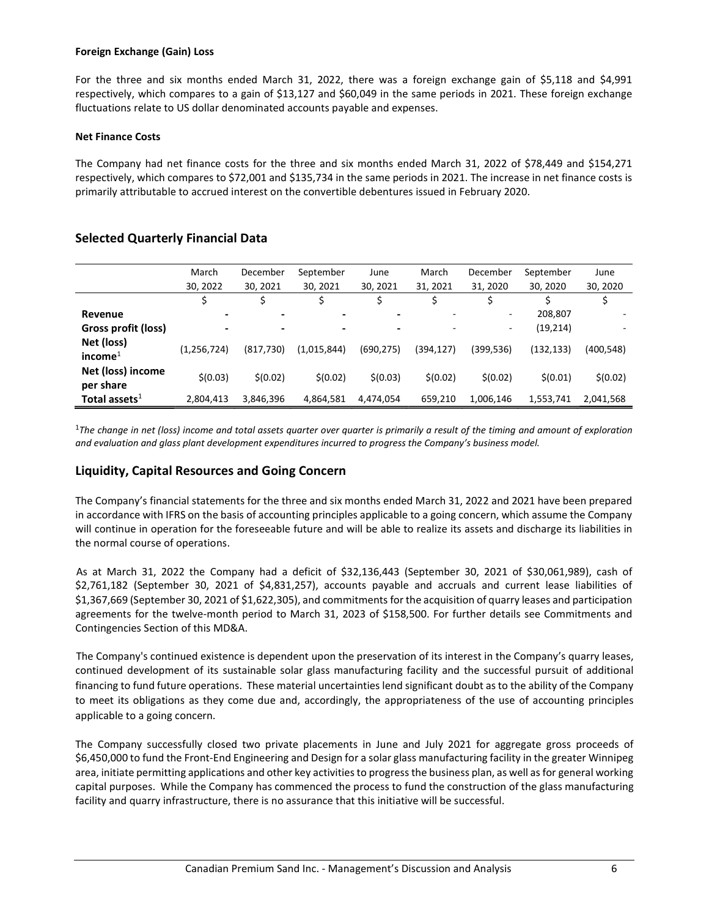#### Foreign Exchange (Gain) Loss

For the three and six months ended March 31, 2022, there was a foreign exchange gain of $5,118 and $4,991 respectively, which compares to a gain of $13,127 and $60,049 in the same periods in 2021. These foreign exchange fluctuations relate to US dollar denominated accounts payable and expenses.

#### Net Finance Costs

The Company had net finance costs for the three and six months ended March 31, 2022 of $78,449 and $154,271 respectively, which compares to $72,001 and $135,734 in the same periods in 2021. The increase in net finance costs is primarily attributable to accrued interest on the convertible debentures issued in February 2020.

## Selected Quarterly Financial Data

| | March 30, 2022 | December 30, 2021 | September 30, 2021 | June 30, 2021 | March 31, 2021 | December 31, 2020 | September 30, 2020 | June 30, 2020 |
|---|---|---|---|---|---|---|---|---|
| | $ | $ | $ | $ | $ | $ | $ | $ |
| **Revenue** | - | - | - | - | - | - | 208,807 | - |
| **Gross profit (loss)** | - | - | - | - | - | - | (19,214) | - |
| **Net (loss) income**[1] | (1,256,724) | (817,730) | (1,015,844) | (690,275) | (394,127) | (399,536) | (132,133) | (400,548) |
| **Net (loss) income per share** | $(0.03) | $(0.02) | $(0.02) | $(0.03) | $(0.02) | $(0.02) | $(0.01) | $(0.02) |
| **Total assets**[1] | 2,804,413 | 3,846,396 | 4,864,581 | 4,474,054 | 659,210 | 1,006,146 | 1,553,741 | 2,041,568 |

[1]*The change in net (loss) income and total assets quarter over quarter is primarily a result of the timing and amount of exploration and evaluation and glass plant development expenditures incurred to progress the Company's business model.*

## Liquidity, Capital Resources and Going Concern

The Company's financial statements for the three and six months ended March 31, 2022 and 2021 have been prepared in accordance with IFRS on the basis of accounting principles applicable to a going concern, which assume the Company will continue in operation for the foreseeable future and will be able to realize its assets and discharge its liabilities in the normal course of operations.

As at March 31, 2022 the Company had a deficit of $32,136,443 (September 30, 2021 of $30,061,989), cash of $2,761,182 (September 30, 2021 of $4,831,257), accounts payable and accruals and current lease liabilities of $1,367,669 (September 30, 2021 of $1,622,305), and commitments for the acquisition of quarry leases and participation agreements for the twelve-month period to March 31, 2023 of $158,500. For further details see Commitments and Contingencies Section of this MD&A.

The Company's continued existence is dependent upon the preservation of its interest in the Company's quarry leases, continued development of its sustainable solar glass manufacturing facility and the successful pursuit of additional financing to fund future operations. These material uncertainties lend significant doubt as to the ability of the Company to meet its obligations as they come due and, accordingly, the appropriateness of the use of accounting principles applicable to a going concern.

The Company successfully closed two private placements in June and July 2021 for aggregate gross proceeds of $6,450,000 to fund the Front-End Engineering and Design for a solar glass manufacturing facility in the greater Winnipeg area, initiate permitting applications and other key activities to progress the business plan, as well as for general working capital purposes. While the Company has commenced the process to fund the construction of the glass manufacturing facility and quarry infrastructure, there is no assurance that this initiative will be successful.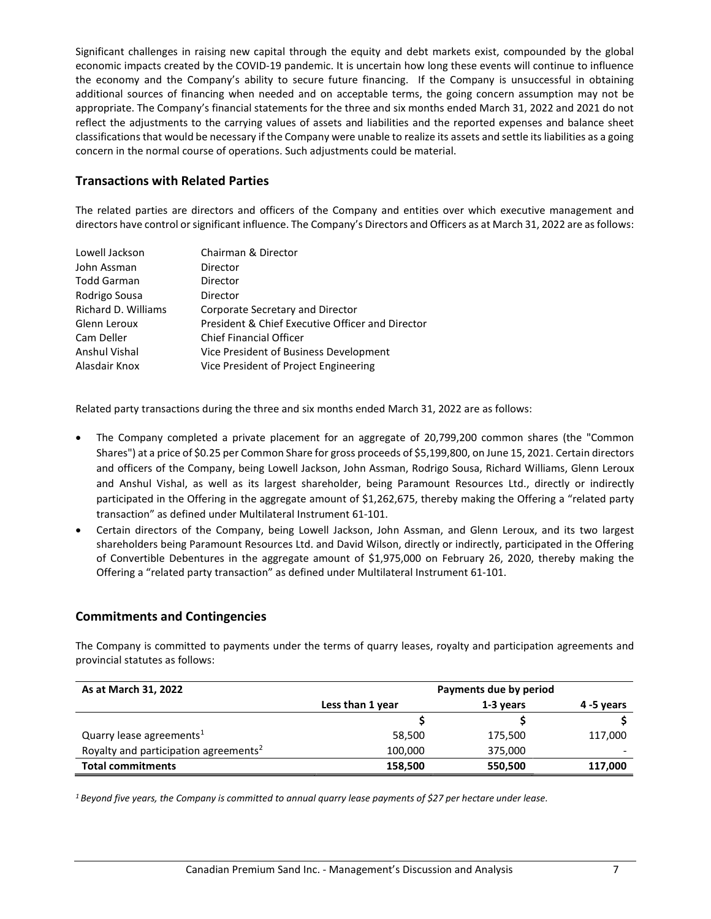Significant challenges in raising new capital through the equity and debt markets exist, compounded by the global economic impacts created by the COVID-19 pandemic. It is uncertain how long these events will continue to influence the economy and the Company's ability to secure future financing. If the Company is unsuccessful in obtaining additional sources of financing when needed and on acceptable terms, the going concern assumption may not be appropriate. The Company's financial statements for the three and six months ended March 31, 2022 and 2021 do not reflect the adjustments to the carrying values of assets and liabilities and the reported expenses and balance sheet classifications that would be necessary if the Company were unable to realize its assets and settle its liabilities as a going concern in the normal course of operations. Such adjustments could be material.

## Transactions with Related Parties

The related parties are directors and officers of the Company and entities over which executive management and directors have control or significant influence. The Company's Directors and Officers as at March 31, 2022 are as follows:

| | |
|---|---|
| Lowell Jackson | Chairman & Director |
| John Assman | Director |
| Todd Garman | Director |
| Rodrigo Sousa | Director |
| Richard D. Williams | Corporate Secretary and Director |
| Glenn Leroux | President & Chief Executive Officer and Director |
| Cam Deller | Chief Financial Officer |
| Anshul Vishal | Vice President of Business Development |
| Alasdair Knox | Vice President of Project Engineering |

Related party transactions during the three and six months ended March 31, 2022 are as follows:

- The Company completed a private placement for an aggregate of 20,799,200 common shares (the "Common Shares") at a price of $0.25 per Common Share for gross proceeds of $5,199,800, on June 15, 2021. Certain directors and officers of the Company, being Lowell Jackson, John Assman, Rodrigo Sousa, Richard Williams, Glenn Leroux and Anshul Vishal, as well as its largest shareholder, being Paramount Resources Ltd., directly or indirectly participated in the Offering in the aggregate amount of $1,262,675, thereby making the Offering a "related party transaction" as defined under Multilateral Instrument 61-101.
- Certain directors of the Company, being Lowell Jackson, John Assman, and Glenn Leroux, and its two largest shareholders being Paramount Resources Ltd. and David Wilson, directly or indirectly, participated in the Offering of Convertible Debentures in the aggregate amount of $1,975,000 on February 26, 2020, thereby making the Offering a "related party transaction" as defined under Multilateral Instrument 61-101.

## Commitments and Contingencies

The Company is committed to payments under the terms of quarry leases, royalty and participation agreements and provincial statutes as follows:

| As at March 31, 2022 | Payments due by period | | |
|---|---|---|---|
| | Less than 1 year | 1-3 years | 4 -5 years |
| | $ | $ | $ |
| Quarry lease agreements[1] | 58,500 | 175,500 | 117,000 |
| Royalty and participation agreements[2] | 100,000 | 375,000 | - |
| **Total commitments** | **158,500** | **550,500** | **117,000** |

*[1] Beyond five years, the Company is committed to annual quarry lease payments of $27 per hectare under lease.*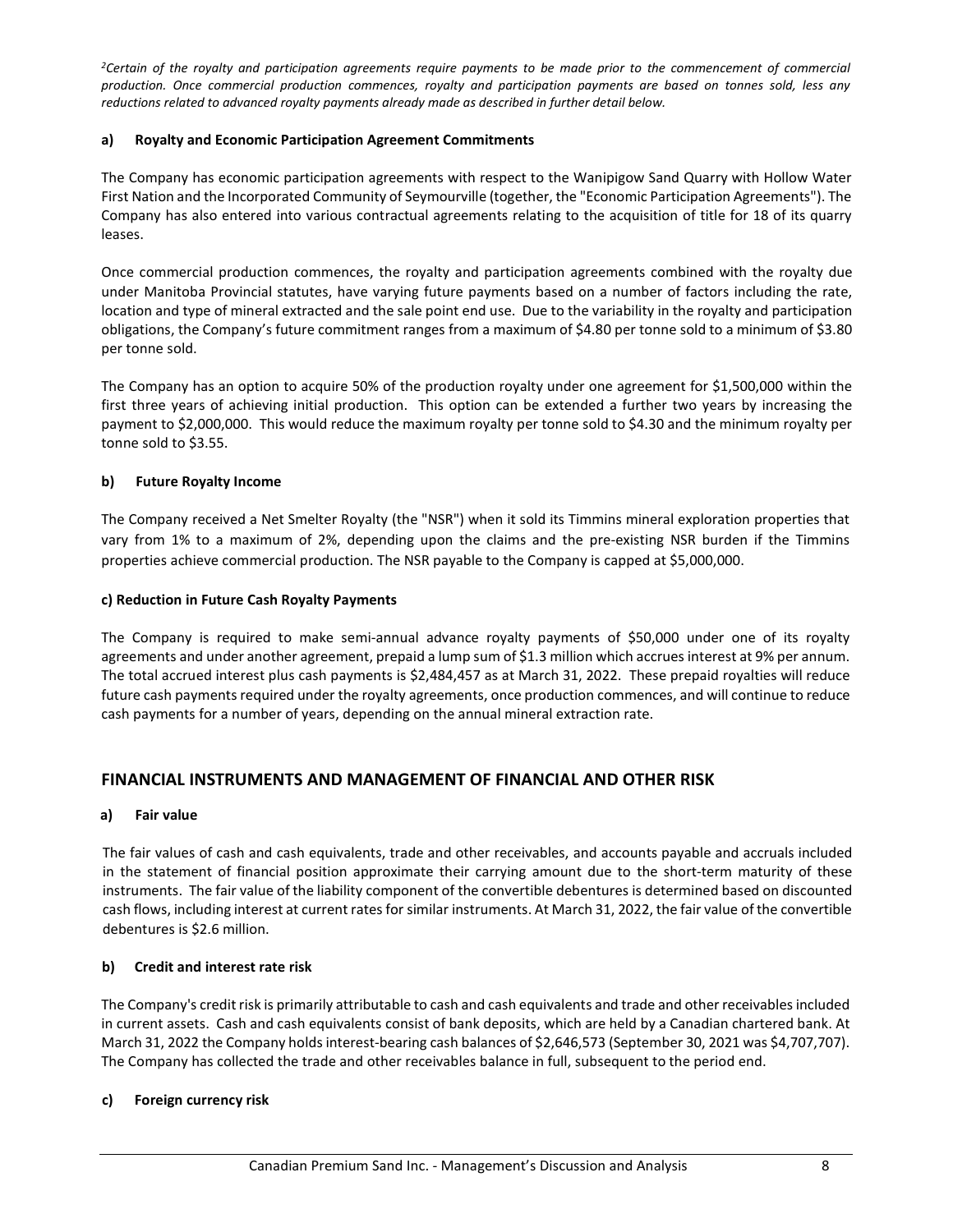*[2]Certain of the royalty and participation agreements require payments to be made prior to the commencement of commercial production. Once commercial production commences, royalty and participation payments are based on tonnes sold, less any reductions related to advanced royalty payments already made as described in further detail below.*

#### a) Royalty and Economic Participation Agreement Commitments

The Company has economic participation agreements with respect to the Wanipigow Sand Quarry with Hollow Water First Nation and the Incorporated Community of Seymourville (together, the "Economic Participation Agreements"). The Company has also entered into various contractual agreements relating to the acquisition of title for 18 of its quarry leases.

Once commercial production commences, the royalty and participation agreements combined with the royalty due under Manitoba Provincial statutes, have varying future payments based on a number of factors including the rate, location and type of mineral extracted and the sale point end use. Due to the variability in the royalty and participation obligations, the Company's future commitment ranges from a maximum of $4.80 per tonne sold to a minimum of $3.80 per tonne sold.

The Company has an option to acquire 50% of the production royalty under one agreement for $1,500,000 within the first three years of achieving initial production. This option can be extended a further two years by increasing the payment to $2,000,000. This would reduce the maximum royalty per tonne sold to $4.30 and the minimum royalty per tonne sold to $3.55.

#### b) Future Royalty Income

The Company received a Net Smelter Royalty (the "NSR") when it sold its Timmins mineral exploration properties that vary from 1% to a maximum of 2%, depending upon the claims and the pre-existing NSR burden if the Timmins properties achieve commercial production. The NSR payable to the Company is capped at $5,000,000.

#### c) Reduction in Future Cash Royalty Payments

The Company is required to make semi-annual advance royalty payments of $50,000 under one of its royalty agreements and under another agreement, prepaid a lump sum of $1.3 million which accrues interest at 9% per annum. The total accrued interest plus cash payments is $2,484,457 as at March 31, 2022. These prepaid royalties will reduce future cash payments required under the royalty agreements, once production commences, and will continue to reduce cash payments for a number of years, depending on the annual mineral extraction rate.

## FINANCIAL INSTRUMENTS AND MANAGEMENT OF FINANCIAL AND OTHER RISK

#### a) Fair value

The fair values of cash and cash equivalents, trade and other receivables, and accounts payable and accruals included in the statement of financial position approximate their carrying amount due to the short-term maturity of these instruments. The fair value of the liability component of the convertible debentures is determined based on discounted cash flows, including interest at current rates for similar instruments. At March 31, 2022, the fair value of the convertible debentures is $2.6 million.

#### b) Credit and interest rate risk

The Company's credit risk is primarily attributable to cash and cash equivalents and trade and other receivables included in current assets. Cash and cash equivalents consist of bank deposits, which are held by a Canadian chartered bank. At March 31, 2022 the Company holds interest-bearing cash balances of $2,646,573 (September 30, 2021 was $4,707,707). The Company has collected the trade and other receivables balance in full, subsequent to the period end.

#### c) Foreign currency risk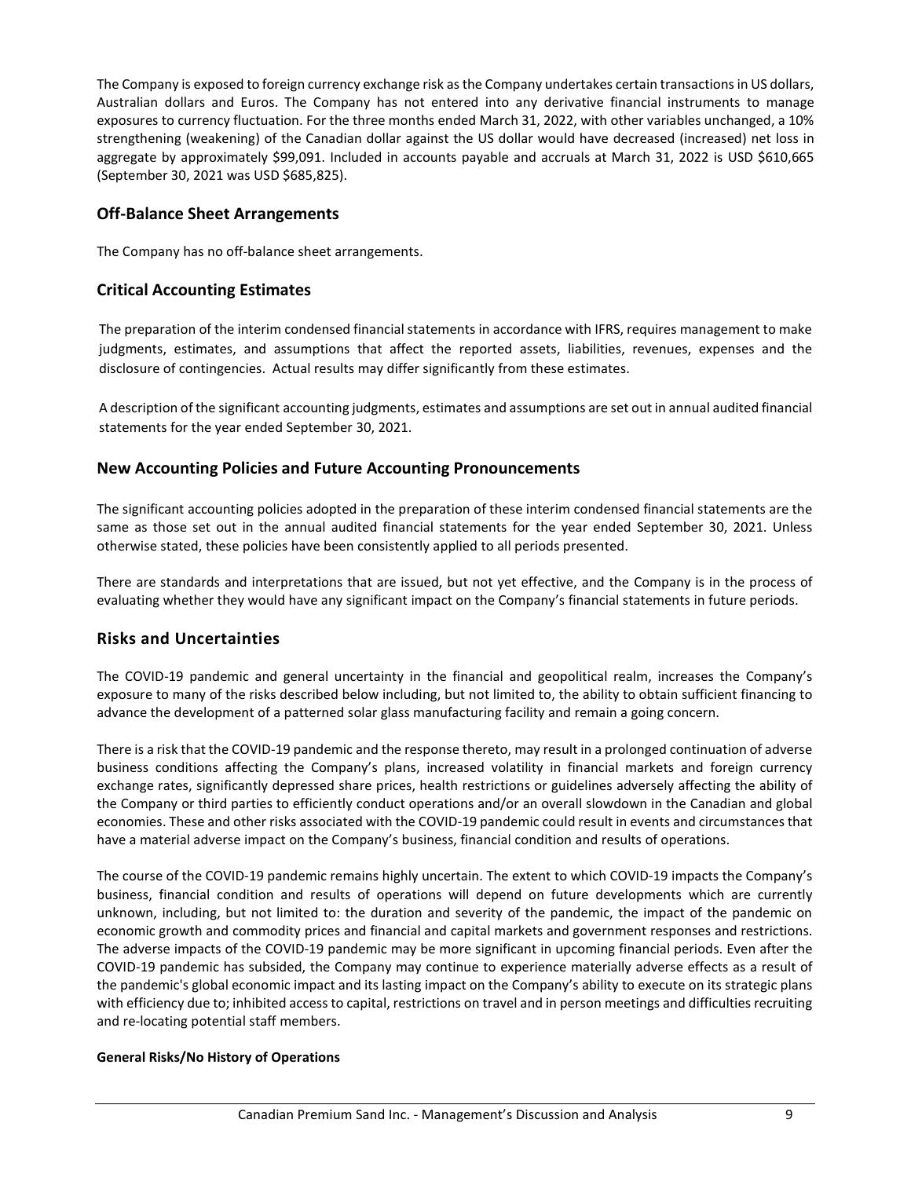The Company is exposed to foreign currency exchange risk as the Company undertakes certain transactions in US dollars, Australian dollars and Euros. The Company has not entered into any derivative financial instruments to manage exposures to currency fluctuation. For the three months ended March 31, 2022, with other variables unchanged, a 10% strengthening (weakening) of the Canadian dollar against the US dollar would have decreased (increased) net loss in aggregate by approximately $99,091. Included in accounts payable and accruals at March 31, 2022 is USD $610,665 (September 30, 2021 was USD $685,825).

## Off-Balance Sheet Arrangements

The Company has no off-balance sheet arrangements.

## Critical Accounting Estimates

The preparation of the interim condensed financial statements in accordance with IFRS, requires management to make judgments, estimates, and assumptions that affect the reported assets, liabilities, revenues, expenses and the disclosure of contingencies. Actual results may differ significantly from these estimates.

A description of the significant accounting judgments, estimates and assumptions are set out in annual audited financial statements for the year ended September 30, 2021.

## New Accounting Policies and Future Accounting Pronouncements

The significant accounting policies adopted in the preparation of these interim condensed financial statements are the same as those set out in the annual audited financial statements for the year ended September 30, 2021. Unless otherwise stated, these policies have been consistently applied to all periods presented.

There are standards and interpretations that are issued, but not yet effective, and the Company is in the process of evaluating whether they would have any significant impact on the Company's financial statements in future periods.

## Risks and Uncertainties

The COVID-19 pandemic and general uncertainty in the financial and geopolitical realm, increases the Company's exposure to many of the risks described below including, but not limited to, the ability to obtain sufficient financing to advance the development of a patterned solar glass manufacturing facility and remain a going concern.

There is a risk that the COVID-19 pandemic and the response thereto, may result in a prolonged continuation of adverse business conditions affecting the Company's plans, increased volatility in financial markets and foreign currency exchange rates, significantly depressed share prices, health restrictions or guidelines adversely affecting the ability of the Company or third parties to efficiently conduct operations and/or an overall slowdown in the Canadian and global economies. These and other risks associated with the COVID-19 pandemic could result in events and circumstances that have a material adverse impact on the Company's business, financial condition and results of operations.

The course of the COVID-19 pandemic remains highly uncertain. The extent to which COVID-19 impacts the Company's business, financial condition and results of operations will depend on future developments which are currently unknown, including, but not limited to: the duration and severity of the pandemic, the impact of the pandemic on economic growth and commodity prices and financial and capital markets and government responses and restrictions. The adverse impacts of the COVID-19 pandemic may be more significant in upcoming financial periods. Even after the COVID-19 pandemic has subsided, the Company may continue to experience materially adverse effects as a result of the pandemic's global economic impact and its lasting impact on the Company's ability to execute on its strategic plans with efficiency due to; inhibited access to capital, restrictions on travel and in person meetings and difficulties recruiting and re-locating potential staff members.

**General Risks/No History of Operations**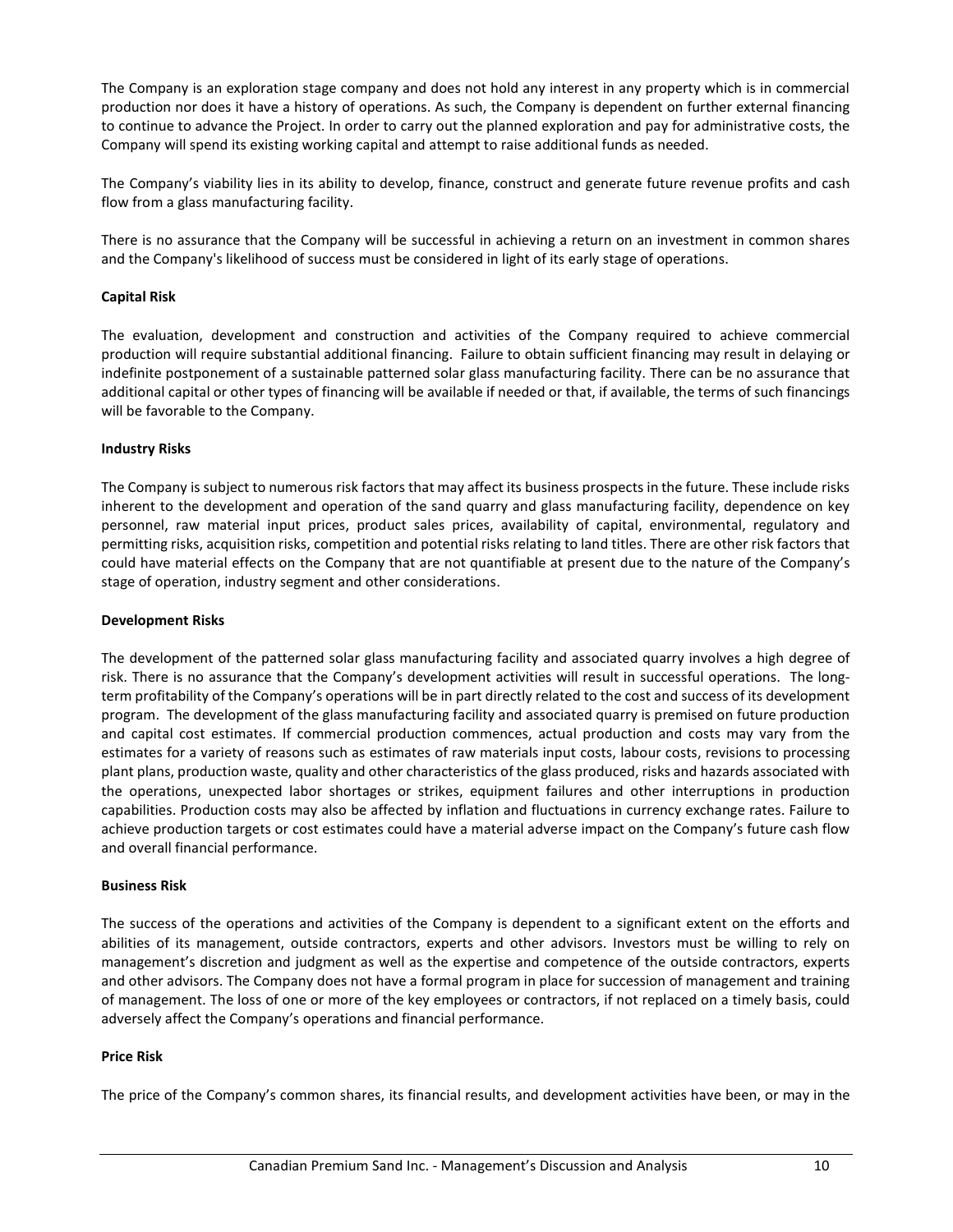The Company is an exploration stage company and does not hold any interest in any property which is in commercial production nor does it have a history of operations. As such, the Company is dependent on further external financing to continue to advance the Project. In order to carry out the planned exploration and pay for administrative costs, the Company will spend its existing working capital and attempt to raise additional funds as needed.

The Company's viability lies in its ability to develop, finance, construct and generate future revenue profits and cash flow from a glass manufacturing facility.

There is no assurance that the Company will be successful in achieving a return on an investment in common shares and the Company's likelihood of success must be considered in light of its early stage of operations.

**Capital Risk**

The evaluation, development and construction and activities of the Company required to achieve commercial production will require substantial additional financing. Failure to obtain sufficient financing may result in delaying or indefinite postponement of a sustainable patterned solar glass manufacturing facility. There can be no assurance that additional capital or other types of financing will be available if needed or that, if available, the terms of such financings will be favorable to the Company.

**Industry Risks**

The Company is subject to numerous risk factors that may affect its business prospects in the future. These include risks inherent to the development and operation of the sand quarry and glass manufacturing facility, dependence on key personnel, raw material input prices, product sales prices, availability of capital, environmental, regulatory and permitting risks, acquisition risks, competition and potential risks relating to land titles. There are other risk factors that could have material effects on the Company that are not quantifiable at present due to the nature of the Company's stage of operation, industry segment and other considerations.

**Development Risks**

The development of the patterned solar glass manufacturing facility and associated quarry involves a high degree of risk. There is no assurance that the Company's development activities will result in successful operations. The long-term profitability of the Company's operations will be in part directly related to the cost and success of its development program. The development of the glass manufacturing facility and associated quarry is premised on future production and capital cost estimates. If commercial production commences, actual production and costs may vary from the estimates for a variety of reasons such as estimates of raw materials input costs, labour costs, revisions to processing plant plans, production waste, quality and other characteristics of the glass produced, risks and hazards associated with the operations, unexpected labor shortages or strikes, equipment failures and other interruptions in production capabilities. Production costs may also be affected by inflation and fluctuations in currency exchange rates. Failure to achieve production targets or cost estimates could have a material adverse impact on the Company's future cash flow and overall financial performance.

**Business Risk**

The success of the operations and activities of the Company is dependent to a significant extent on the efforts and abilities of its management, outside contractors, experts and other advisors. Investors must be willing to rely on management's discretion and judgment as well as the expertise and competence of the outside contractors, experts and other advisors. The Company does not have a formal program in place for succession of management and training of management. The loss of one or more of the key employees or contractors, if not replaced on a timely basis, could adversely affect the Company's operations and financial performance.

**Price Risk**

The price of the Company's common shares, its financial results, and development activities have been, or may in the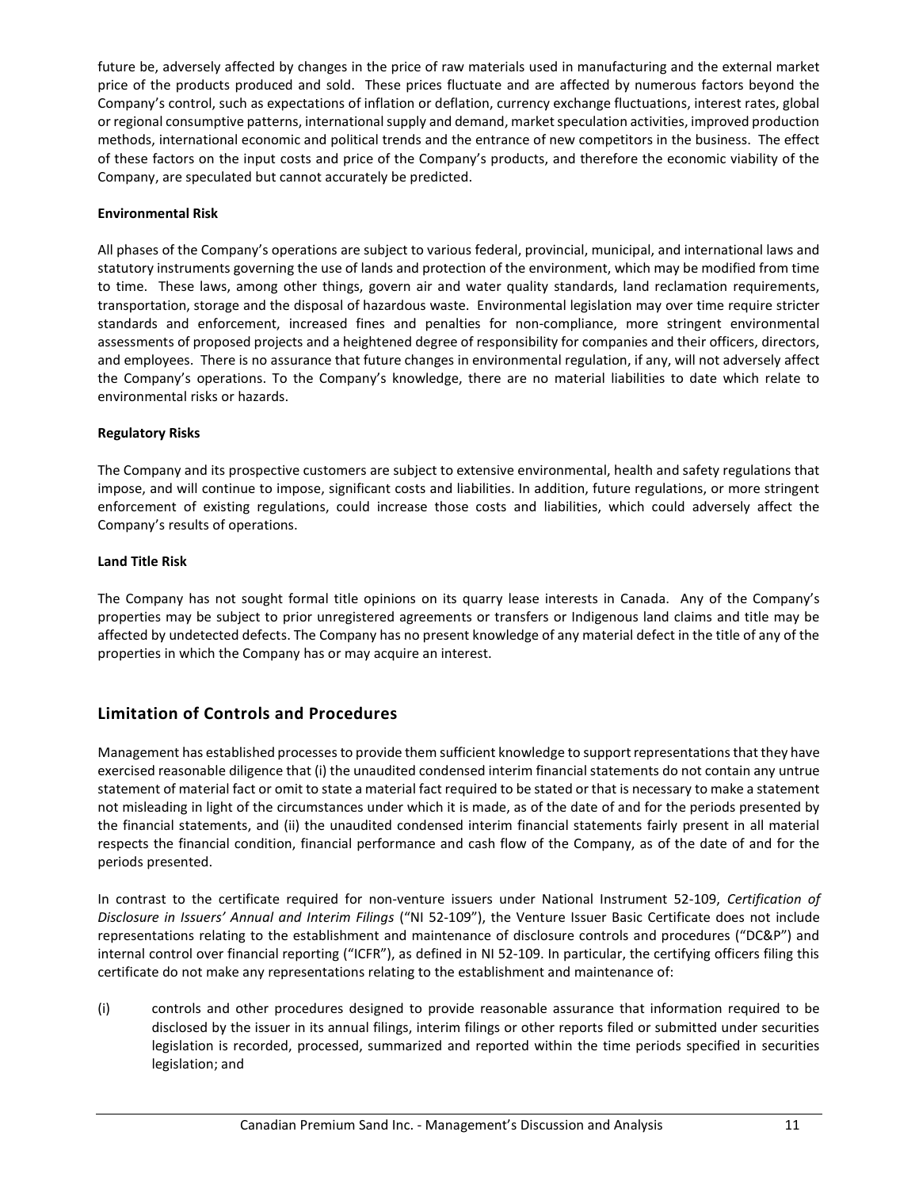future be, adversely affected by changes in the price of raw materials used in manufacturing and the external market price of the products produced and sold. These prices fluctuate and are affected by numerous factors beyond the Company's control, such as expectations of inflation or deflation, currency exchange fluctuations, interest rates, global or regional consumptive patterns, international supply and demand, market speculation activities, improved production methods, international economic and political trends and the entrance of new competitors in the business. The effect of these factors on the input costs and price of the Company's products, and therefore the economic viability of the Company, are speculated but cannot accurately be predicted.

**Environmental Risk**

All phases of the Company's operations are subject to various federal, provincial, municipal, and international laws and statutory instruments governing the use of lands and protection of the environment, which may be modified from time to time. These laws, among other things, govern air and water quality standards, land reclamation requirements, transportation, storage and the disposal of hazardous waste. Environmental legislation may over time require stricter standards and enforcement, increased fines and penalties for non-compliance, more stringent environmental assessments of proposed projects and a heightened degree of responsibility for companies and their officers, directors, and employees. There is no assurance that future changes in environmental regulation, if any, will not adversely affect the Company's operations. To the Company's knowledge, there are no material liabilities to date which relate to environmental risks or hazards.

**Regulatory Risks**

The Company and its prospective customers are subject to extensive environmental, health and safety regulations that impose, and will continue to impose, significant costs and liabilities. In addition, future regulations, or more stringent enforcement of existing regulations, could increase those costs and liabilities, which could adversely affect the Company's results of operations.

**Land Title Risk**

The Company has not sought formal title opinions on its quarry lease interests in Canada. Any of the Company's properties may be subject to prior unregistered agreements or transfers or Indigenous land claims and title may be affected by undetected defects. The Company has no present knowledge of any material defect in the title of any of the properties in which the Company has or may acquire an interest.

## Limitation of Controls and Procedures

Management has established processes to provide them sufficient knowledge to support representations that they have exercised reasonable diligence that (i) the unaudited condensed interim financial statements do not contain any untrue statement of material fact or omit to state a material fact required to be stated or that is necessary to make a statement not misleading in light of the circumstances under which it is made, as of the date of and for the periods presented by the financial statements, and (ii) the unaudited condensed interim financial statements fairly present in all material respects the financial condition, financial performance and cash flow of the Company, as of the date of and for the periods presented.

In contrast to the certificate required for non-venture issuers under National Instrument 52-109, *Certification of Disclosure in Issuers' Annual and Interim Filings* ("NI 52-109"), the Venture Issuer Basic Certificate does not include representations relating to the establishment and maintenance of disclosure controls and procedures ("DC&P") and internal control over financial reporting ("ICFR"), as defined in NI 52-109. In particular, the certifying officers filing this certificate do not make any representations relating to the establishment and maintenance of:

(i) controls and other procedures designed to provide reasonable assurance that information required to be disclosed by the issuer in its annual filings, interim filings or other reports filed or submitted under securities legislation is recorded, processed, summarized and reported within the time periods specified in securities legislation; and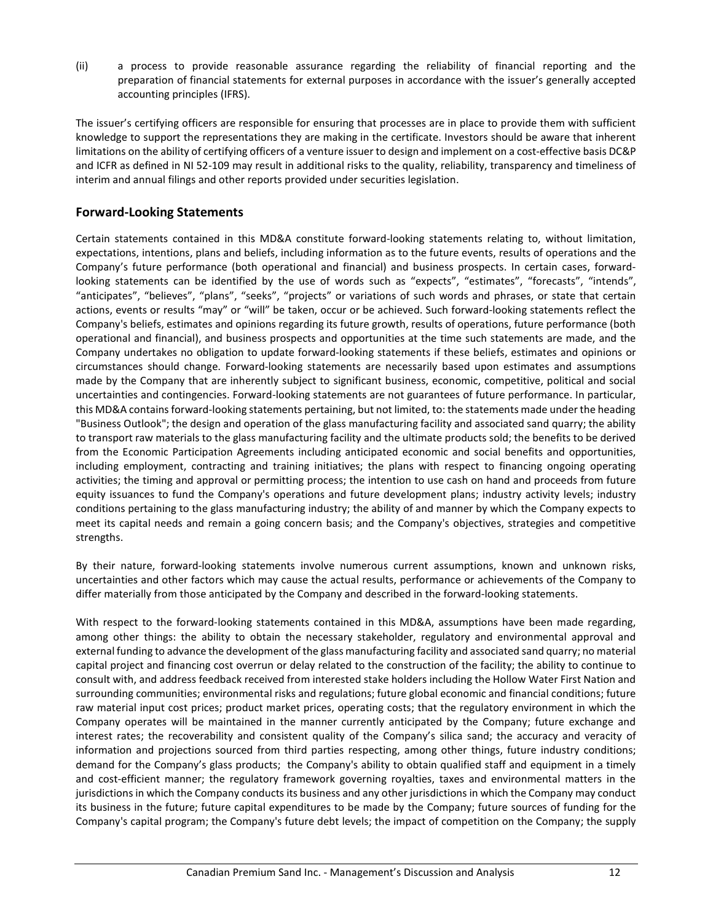(ii) a process to provide reasonable assurance regarding the reliability of financial reporting and the preparation of financial statements for external purposes in accordance with the issuer's generally accepted accounting principles (IFRS).

The issuer's certifying officers are responsible for ensuring that processes are in place to provide them with sufficient knowledge to support the representations they are making in the certificate. Investors should be aware that inherent limitations on the ability of certifying officers of a venture issuer to design and implement on a cost-effective basis DC&P and ICFR as defined in NI 52-109 may result in additional risks to the quality, reliability, transparency and timeliness of interim and annual filings and other reports provided under securities legislation.

## Forward-Looking Statements

Certain statements contained in this MD&A constitute forward-looking statements relating to, without limitation, expectations, intentions, plans and beliefs, including information as to the future events, results of operations and the Company's future performance (both operational and financial) and business prospects. In certain cases, forward-looking statements can be identified by the use of words such as "expects", "estimates", "forecasts", "intends", "anticipates", "believes", "plans", "seeks", "projects" or variations of such words and phrases, or state that certain actions, events or results "may" or "will" be taken, occur or be achieved. Such forward-looking statements reflect the Company's beliefs, estimates and opinions regarding its future growth, results of operations, future performance (both operational and financial), and business prospects and opportunities at the time such statements are made, and the Company undertakes no obligation to update forward-looking statements if these beliefs, estimates and opinions or circumstances should change. Forward-looking statements are necessarily based upon estimates and assumptions made by the Company that are inherently subject to significant business, economic, competitive, political and social uncertainties and contingencies. Forward-looking statements are not guarantees of future performance. In particular, this MD&A contains forward-looking statements pertaining, but not limited, to: the statements made under the heading "Business Outlook"; the design and operation of the glass manufacturing facility and associated sand quarry; the ability to transport raw materials to the glass manufacturing facility and the ultimate products sold; the benefits to be derived from the Economic Participation Agreements including anticipated economic and social benefits and opportunities, including employment, contracting and training initiatives; the plans with respect to financing ongoing operating activities; the timing and approval or permitting process; the intention to use cash on hand and proceeds from future equity issuances to fund the Company's operations and future development plans; industry activity levels; industry conditions pertaining to the glass manufacturing industry; the ability of and manner by which the Company expects to meet its capital needs and remain a going concern basis; and the Company's objectives, strategies and competitive strengths.

By their nature, forward-looking statements involve numerous current assumptions, known and unknown risks, uncertainties and other factors which may cause the actual results, performance or achievements of the Company to differ materially from those anticipated by the Company and described in the forward-looking statements.

With respect to the forward-looking statements contained in this MD&A, assumptions have been made regarding, among other things: the ability to obtain the necessary stakeholder, regulatory and environmental approval and external funding to advance the development of the glass manufacturing facility and associated sand quarry; no material capital project and financing cost overrun or delay related to the construction of the facility; the ability to continue to consult with, and address feedback received from interested stake holders including the Hollow Water First Nation and surrounding communities; environmental risks and regulations; future global economic and financial conditions; future raw material input cost prices; product market prices, operating costs; that the regulatory environment in which the Company operates will be maintained in the manner currently anticipated by the Company; future exchange and interest rates; the recoverability and consistent quality of the Company's silica sand; the accuracy and veracity of information and projections sourced from third parties respecting, among other things, future industry conditions; demand for the Company's glass products; the Company's ability to obtain qualified staff and equipment in a timely and cost-efficient manner; the regulatory framework governing royalties, taxes and environmental matters in the jurisdictions in which the Company conducts its business and any other jurisdictions in which the Company may conduct its business in the future; future capital expenditures to be made by the Company; future sources of funding for the Company's capital program; the Company's future debt levels; the impact of competition on the Company; the supply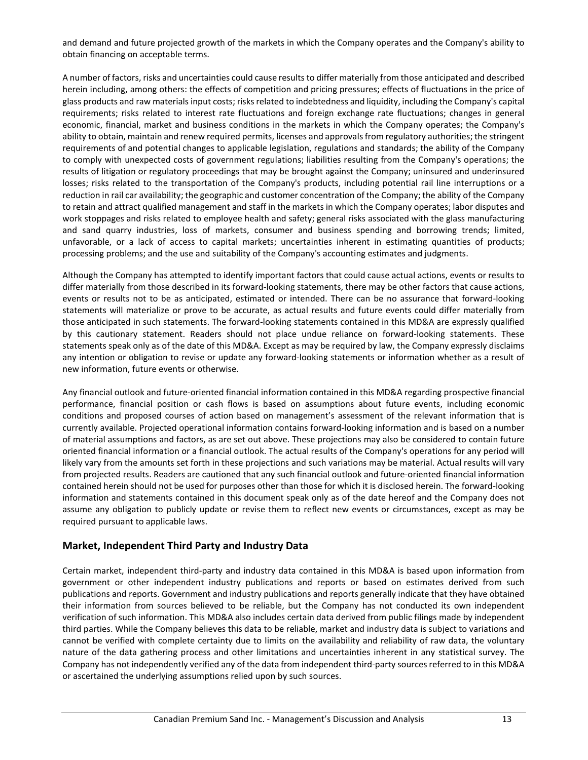and demand and future projected growth of the markets in which the Company operates and the Company's ability to obtain financing on acceptable terms.

A number of factors, risks and uncertainties could cause results to differ materially from those anticipated and described herein including, among others: the effects of competition and pricing pressures; effects of fluctuations in the price of glass products and raw materials input costs; risks related to indebtedness and liquidity, including the Company's capital requirements; risks related to interest rate fluctuations and foreign exchange rate fluctuations; changes in general economic, financial, market and business conditions in the markets in which the Company operates; the Company's ability to obtain, maintain and renew required permits, licenses and approvals from regulatory authorities; the stringent requirements of and potential changes to applicable legislation, regulations and standards; the ability of the Company to comply with unexpected costs of government regulations; liabilities resulting from the Company's operations; the results of litigation or regulatory proceedings that may be brought against the Company; uninsured and underinsured losses; risks related to the transportation of the Company's products, including potential rail line interruptions or a reduction in rail car availability; the geographic and customer concentration of the Company; the ability of the Company to retain and attract qualified management and staff in the markets in which the Company operates; labor disputes and work stoppages and risks related to employee health and safety; general risks associated with the glass manufacturing and sand quarry industries, loss of markets, consumer and business spending and borrowing trends; limited, unfavorable, or a lack of access to capital markets; uncertainties inherent in estimating quantities of products; processing problems; and the use and suitability of the Company's accounting estimates and judgments.

Although the Company has attempted to identify important factors that could cause actual actions, events or results to differ materially from those described in its forward-looking statements, there may be other factors that cause actions, events or results not to be as anticipated, estimated or intended. There can be no assurance that forward-looking statements will materialize or prove to be accurate, as actual results and future events could differ materially from those anticipated in such statements. The forward-looking statements contained in this MD&A are expressly qualified by this cautionary statement. Readers should not place undue reliance on forward-looking statements. These statements speak only as of the date of this MD&A. Except as may be required by law, the Company expressly disclaims any intention or obligation to revise or update any forward-looking statements or information whether as a result of new information, future events or otherwise.

Any financial outlook and future-oriented financial information contained in this MD&A regarding prospective financial performance, financial position or cash flows is based on assumptions about future events, including economic conditions and proposed courses of action based on management's assessment of the relevant information that is currently available. Projected operational information contains forward-looking information and is based on a number of material assumptions and factors, as are set out above. These projections may also be considered to contain future oriented financial information or a financial outlook. The actual results of the Company's operations for any period will likely vary from the amounts set forth in these projections and such variations may be material. Actual results will vary from projected results. Readers are cautioned that any such financial outlook and future-oriented financial information contained herein should not be used for purposes other than those for which it is disclosed herein. The forward-looking information and statements contained in this document speak only as of the date hereof and the Company does not assume any obligation to publicly update or revise them to reflect new events or circumstances, except as may be required pursuant to applicable laws.

## Market, Independent Third Party and Industry Data

Certain market, independent third-party and industry data contained in this MD&A is based upon information from government or other independent industry publications and reports or based on estimates derived from such publications and reports. Government and industry publications and reports generally indicate that they have obtained their information from sources believed to be reliable, but the Company has not conducted its own independent verification of such information. This MD&A also includes certain data derived from public filings made by independent third parties. While the Company believes this data to be reliable, market and industry data is subject to variations and cannot be verified with complete certainty due to limits on the availability and reliability of raw data, the voluntary nature of the data gathering process and other limitations and uncertainties inherent in any statistical survey. The Company has not independently verified any of the data from independent third-party sources referred to in this MD&A or ascertained the underlying assumptions relied upon by such sources.